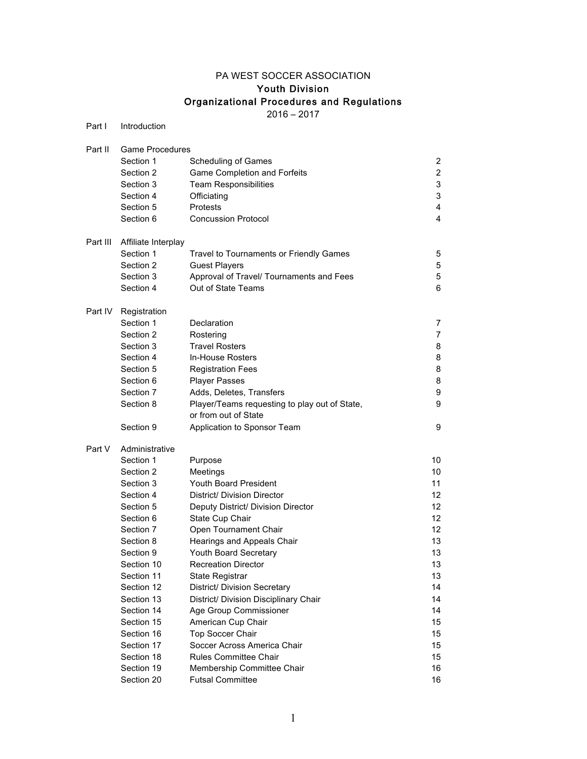# PA WEST SOCCER ASSOCIATION

## Youth Division

## Organizational Procedures and Regulations

2016 – 2017

| | | | |
|---|---|---|---|
| Part I | Introduction | | |
| | | | |
| Part II | Game Procedures | | |
| | Section 1 | Scheduling of Games | 2 |
| | Section 2 | Game Completion and Forfeits | 2 |
| | Section 3 | Team Responsibilities | 3 |
| | Section 4 | Officiating | 3 |
| | Section 5 | Protests | 4 |
| | Section 6 | Concussion Protocol | 4 |
| | | | |
| Part III | Affiliate Interplay | | |
| | Section 1 | Travel to Tournaments or Friendly Games | 5 |
| | Section 2 | Guest Players | 5 |
| | Section 3 | Approval of Travel/ Tournaments and Fees | 5 |
| | Section 4 | Out of State Teams | 6 |
| | | | |
| Part IV | Registration | | |
| | Section 1 | Declaration | 7 |
| | Section 2 | Rostering | 7 |
| | Section 3 | Travel Rosters | 8 |
| | Section 4 | In-House Rosters | 8 |
| | Section 5 | Registration Fees | 8 |
| | Section 6 | Player Passes | 8 |
| | Section 7 | Adds, Deletes, Transfers | 9 |
| | Section 8 | Player/Teams requesting to play out of State, or from out of State | 9 |
| | Section 9 | Application to Sponsor Team | 9 |
| | | | |
| Part V | Administrative | | |
| | Section 1 | Purpose | 10 |
| | Section 2 | Meetings | 10 |
| | Section 3 | Youth Board President | 11 |
| | Section 4 | District/ Division Director | 12 |
| | Section 5 | Deputy District/ Division Director | 12 |
| | Section 6 | State Cup Chair | 12 |
| | Section 7 | Open Tournament Chair | 12 |
| | Section 8 | Hearings and Appeals Chair | 13 |
| | Section 9 | Youth Board Secretary | 13 |
| | Section 10 | Recreation Director | 13 |
| | Section 11 | State Registrar | 13 |
| | Section 12 | District/ Division Secretary | 14 |
| | Section 13 | District/ Division Disciplinary Chair | 14 |
| | Section 14 | Age Group Commissioner | 14 |
| | Section 15 | American Cup Chair | 15 |
| | Section 16 | Top Soccer Chair | 15 |
| | Section 17 | Soccer Across America Chair | 15 |
| | Section 18 | Rules Committee Chair | 15 |
| | Section 19 | Membership Committee Chair | 16 |
| | Section 20 | Futsal Committee | 16 |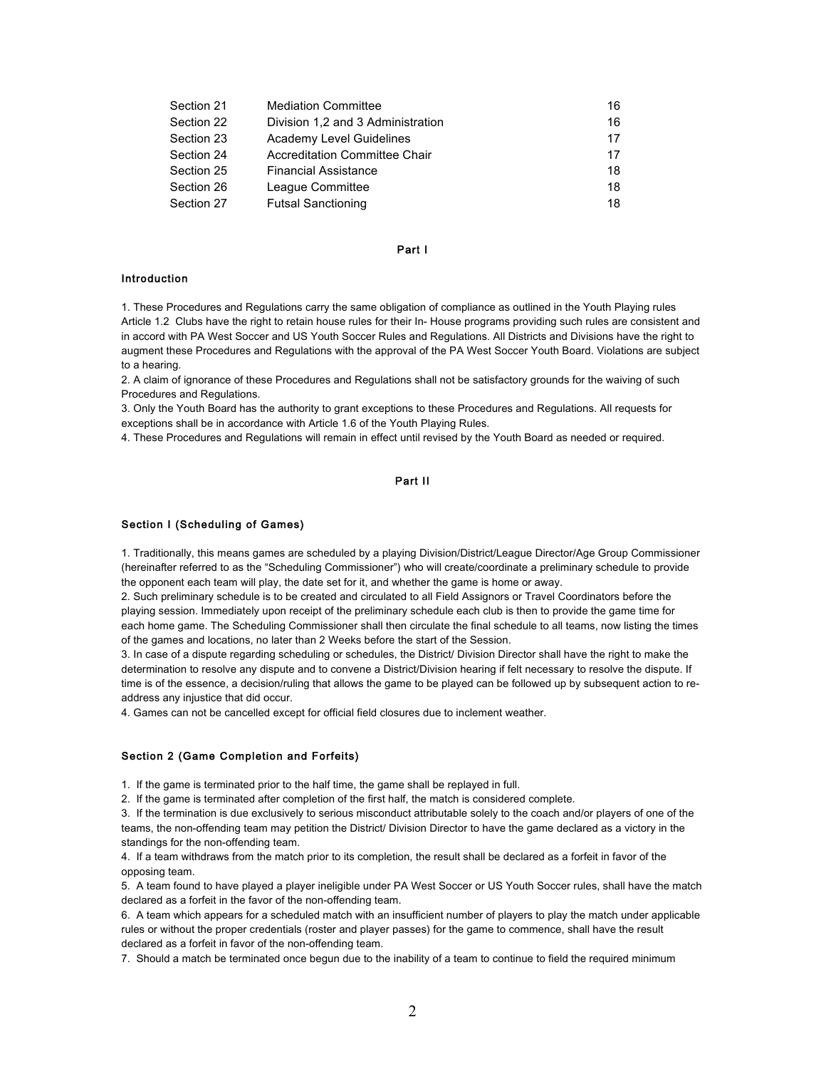| | | |
|---|---|---|
| Section 21 | Mediation Committee | 16 |
| Section 22 | Division 1,2 and 3 Administration | 16 |
| Section 23 | Academy Level Guidelines | 17 |
| Section 24 | Accreditation Committee Chair | 17 |
| Section 25 | Financial Assistance | 18 |
| Section 26 | League Committee | 18 |
| Section 27 | Futsal Sanctioning | 18 |

## Part I

### Introduction

1. These Procedures and Regulations carry the same obligation of compliance as outlined in the Youth Playing rules Article 1.2 Clubs have the right to retain house rules for their In- House programs providing such rules are consistent and in accord with PA West Soccer and US Youth Soccer Rules and Regulations. All Districts and Divisions have the right to augment these Procedures and Regulations with the approval of the PA West Soccer Youth Board. Violations are subject to a hearing.
2. A claim of ignorance of these Procedures and Regulations shall not be satisfactory grounds for the waiving of such Procedures and Regulations.
3. Only the Youth Board has the authority to grant exceptions to these Procedures and Regulations. All requests for exceptions shall be in accordance with Article 1.6 of the Youth Playing Rules.
4. These Procedures and Regulations will remain in effect until revised by the Youth Board as needed or required.

## Part II

### Section I (Scheduling of Games)

1. Traditionally, this means games are scheduled by a playing Division/District/League Director/Age Group Commissioner (hereinafter referred to as the "Scheduling Commissioner") who will create/coordinate a preliminary schedule to provide the opponent each team will play, the date set for it, and whether the game is home or away.
2. Such preliminary schedule is to be created and circulated to all Field Assignors or Travel Coordinators before the playing session. Immediately upon receipt of the preliminary schedule each club is then to provide the game time for each home game. The Scheduling Commissioner shall then circulate the final schedule to all teams, now listing the times of the games and locations, no later than 2 Weeks before the start of the Session.
3. In case of a dispute regarding scheduling or schedules, the District/ Division Director shall have the right to make the determination to resolve any dispute and to convene a District/Division hearing if felt necessary to resolve the dispute. If time is of the essence, a decision/ruling that allows the game to be played can be followed up by subsequent action to re-address any injustice that did occur.
4. Games can not be cancelled except for official field closures due to inclement weather.

### Section 2 (Game Completion and Forfeits)

1. If the game is terminated prior to the half time, the game shall be replayed in full.
2. If the game is terminated after completion of the first half, the match is considered complete.
3. If the termination is due exclusively to serious misconduct attributable solely to the coach and/or players of one of the teams, the non-offending team may petition the District/ Division Director to have the game declared as a victory in the standings for the non-offending team.
4. If a team withdraws from the match prior to its completion, the result shall be declared as a forfeit in favor of the opposing team.
5. A team found to have played a player ineligible under PA West Soccer or US Youth Soccer rules, shall have the match declared as a forfeit in the favor of the non-offending team.
6. A team which appears for a scheduled match with an insufficient number of players to play the match under applicable rules or without the proper credentials (roster and player passes) for the game to commence, shall have the result declared as a forfeit in favor of the non-offending team.
7. Should a match be terminated once begun due to the inability of a team to continue to field the required minimum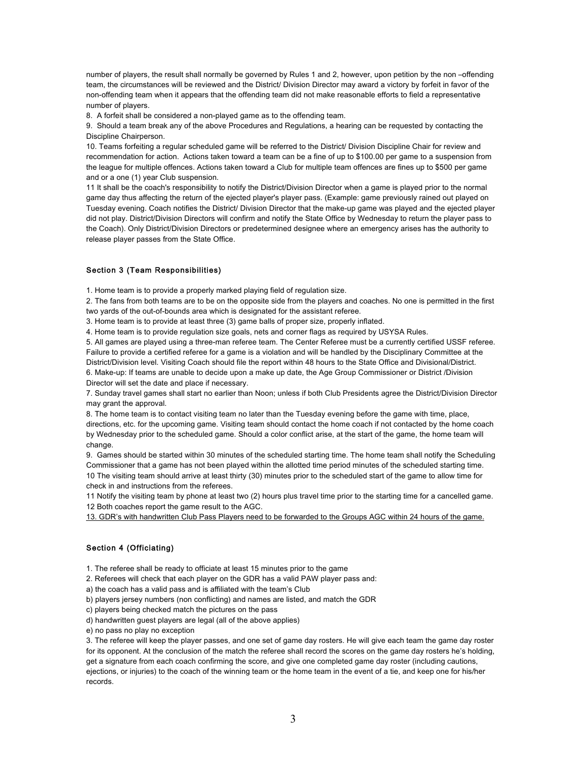number of players, the result shall normally be governed by Rules 1 and 2, however, upon petition by the non –offending team, the circumstances will be reviewed and the District/ Division Director may award a victory by forfeit in favor of the non-offending team when it appears that the offending team did not make reasonable efforts to field a representative number of players.

8. A forfeit shall be considered a non-played game as to the offending team.

9. Should a team break any of the above Procedures and Regulations, a hearing can be requested by contacting the Discipline Chairperson.

10. Teams forfeiting a regular scheduled game will be referred to the District/ Division Discipline Chair for review and recommendation for action. Actions taken toward a team can be a fine of up to $100.00 per game to a suspension from the league for multiple offences. Actions taken toward a Club for multiple team offences are fines up to $500 per game and or a one (1) year Club suspension.

11 It shall be the coach's responsibility to notify the District/Division Director when a game is played prior to the normal game day thus affecting the return of the ejected player's player pass. (Example: game previously rained out played on Tuesday evening. Coach notifies the District/ Division Director that the make-up game was played and the ejected player did not play. District/Division Directors will confirm and notify the State Office by Wednesday to return the player pass to the Coach). Only District/Division Directors or predetermined designee where an emergency arises has the authority to release player passes from the State Office.

### Section 3 (Team Responsibilities)

1. Home team is to provide a properly marked playing field of regulation size.
2. The fans from both teams are to be on the opposite side from the players and coaches. No one is permitted in the first two yards of the out-of-bounds area which is designated for the assistant referee.
3. Home team is to provide at least three (3) game balls of proper size, properly inflated.
4. Home team is to provide regulation size goals, nets and corner flags as required by USYSA Rules.
5. All games are played using a three-man referee team. The Center Referee must be a currently certified USSF referee. Failure to provide a certified referee for a game is a violation and will be handled by the Disciplinary Committee at the District/Division level. Visiting Coach should file the report within 48 hours to the State Office and Divisional/District.
6. Make-up: If teams are unable to decide upon a make up date, the Age Group Commissioner or District /Division Director will set the date and place if necessary.
7. Sunday travel games shall start no earlier than Noon; unless if both Club Presidents agree the District/Division Director may grant the approval.
8. The home team is to contact visiting team no later than the Tuesday evening before the game with time, place, directions, etc. for the upcoming game. Visiting team should contact the home coach if not contacted by the home coach by Wednesday prior to the scheduled game. Should a color conflict arise, at the start of the game, the home team will change.
9. Games should be started within 30 minutes of the scheduled starting time. The home team shall notify the Scheduling Commissioner that a game has not been played within the allotted time period minutes of the scheduled starting time.

10 The visiting team should arrive at least thirty (30) minutes prior to the scheduled start of the game to allow time for check in and instructions from the referees.

11 Notify the visiting team by phone at least two (2) hours plus travel time prior to the starting time for a cancelled game.

12 Both coaches report the game result to the AGC.

<u>13. GDR's with handwritten Club Pass Players need to be forwarded to the Groups AGC within 24 hours of the game.</u>

### Section 4 (Officiating)

1. The referee shall be ready to officiate at least 15 minutes prior to the game
2. Referees will check that each player on the GDR has a valid PAW player pass and:

a) the coach has a valid pass and is affiliated with the team's Club

b) players jersey numbers (non conflicting) and names are listed, and match the GDR

c) players being checked match the pictures on the pass

d) handwritten guest players are legal (all of the above applies)

e) no pass no play no exception

3. The referee will keep the player passes, and one set of game day rosters. He will give each team the game day roster for its opponent. At the conclusion of the match the referee shall record the scores on the game day rosters he's holding, get a signature from each coach confirming the score, and give one completed game day roster (including cautions, ejections, or injuries) to the coach of the winning team or the home team in the event of a tie, and keep one for his/her records.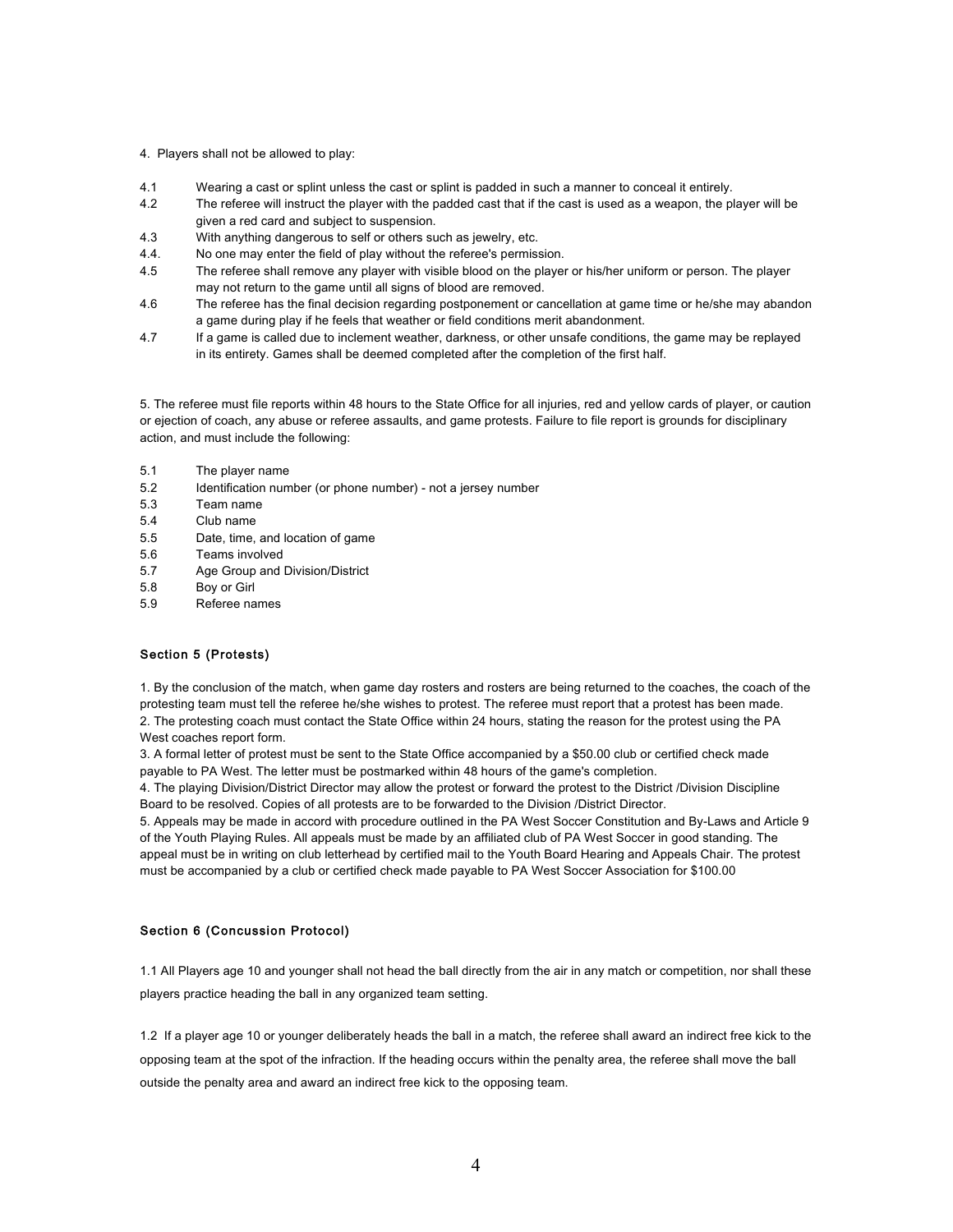4. Players shall not be allowed to play:

4.1 Wearing a cast or splint unless the cast or splint is padded in such a manner to conceal it entirely.

4.2 The referee will instruct the player with the padded cast that if the cast is used as a weapon, the player will be given a red card and subject to suspension.

4.3 With anything dangerous to self or others such as jewelry, etc.

4.4. No one may enter the field of play without the referee's permission.

4.5 The referee shall remove any player with visible blood on the player or his/her uniform or person. The player may not return to the game until all signs of blood are removed.

4.6 The referee has the final decision regarding postponement or cancellation at game time or he/she may abandon a game during play if he feels that weather or field conditions merit abandonment.

4.7 If a game is called due to inclement weather, darkness, or other unsafe conditions, the game may be replayed in its entirety. Games shall be deemed completed after the completion of the first half.

5. The referee must file reports within 48 hours to the State Office for all injuries, red and yellow cards of player, or caution or ejection of coach, any abuse or referee assaults, and game protests. Failure to file report is grounds for disciplinary action, and must include the following:

5.1 The player name

5.2 Identification number (or phone number) - not a jersey number

5.3 Team name

5.4 Club name

5.5 Date, time, and location of game

5.6 Teams involved

5.7 Age Group and Division/District

5.8 Boy or Girl

5.9 Referee names

### Section 5 (Protests)

1. By the conclusion of the match, when game day rosters and rosters are being returned to the coaches, the coach of the protesting team must tell the referee he/she wishes to protest. The referee must report that a protest has been made.
2. The protesting coach must contact the State Office within 24 hours, stating the reason for the protest using the PA West coaches report form.
3. A formal letter of protest must be sent to the State Office accompanied by a $50.00 club or certified check made payable to PA West. The letter must be postmarked within 48 hours of the game's completion.
4. The playing Division/District Director may allow the protest or forward the protest to the District /Division Discipline Board to be resolved. Copies of all protests are to be forwarded to the Division /District Director.
5. Appeals may be made in accord with procedure outlined in the PA West Soccer Constitution and By-Laws and Article 9 of the Youth Playing Rules. All appeals must be made by an affiliated club of PA West Soccer in good standing. The appeal must be in writing on club letterhead by certified mail to the Youth Board Hearing and Appeals Chair. The protest must be accompanied by a club or certified check made payable to PA West Soccer Association for $100.00

### Section 6 (Concussion Protocol)

1.1 All Players age 10 and younger shall not head the ball directly from the air in any match or competition, nor shall these players practice heading the ball in any organized team setting.

1.2 If a player age 10 or younger deliberately heads the ball in a match, the referee shall award an indirect free kick to the opposing team at the spot of the infraction. If the heading occurs within the penalty area, the referee shall move the ball outside the penalty area and award an indirect free kick to the opposing team.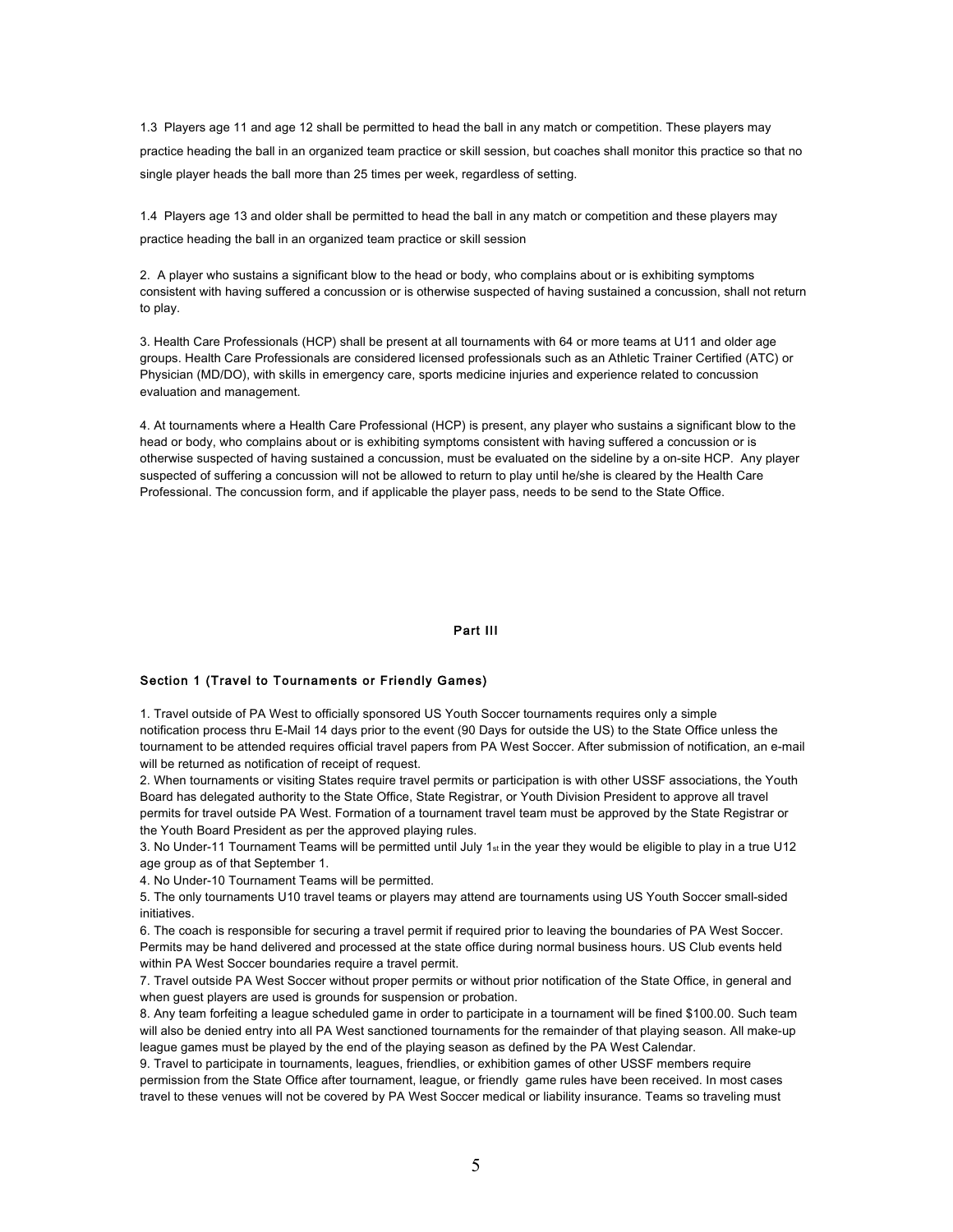1.3 Players age 11 and age 12 shall be permitted to head the ball in any match or competition. These players may practice heading the ball in an organized team practice or skill session, but coaches shall monitor this practice so that no single player heads the ball more than 25 times per week, regardless of setting.

1.4 Players age 13 and older shall be permitted to head the ball in any match or competition and these players may practice heading the ball in an organized team practice or skill session

2. A player who sustains a significant blow to the head or body, who complains about or is exhibiting symptoms consistent with having suffered a concussion or is otherwise suspected of having sustained a concussion, shall not return to play.

3. Health Care Professionals (HCP) shall be present at all tournaments with 64 or more teams at U11 and older age groups. Health Care Professionals are considered licensed professionals such as an Athletic Trainer Certified (ATC) or Physician (MD/DO), with skills in emergency care, sports medicine injuries and experience related to concussion evaluation and management.

4. At tournaments where a Health Care Professional (HCP) is present, any player who sustains a significant blow to the head or body, who complains about or is exhibiting symptoms consistent with having suffered a concussion or is otherwise suspected of having sustained a concussion, must be evaluated on the sideline by a on-site HCP. Any player suspected of suffering a concussion will not be allowed to return to play until he/she is cleared by the Health Care Professional. The concussion form, and if applicable the player pass, needs to be send to the State Office.

## Part III

### Section 1 (Travel to Tournaments or Friendly Games)

1. Travel outside of PA West to officially sponsored US Youth Soccer tournaments requires only a simple notification process thru E-Mail 14 days prior to the event (90 Days for outside the US) to the State Office unless the tournament to be attended requires official travel papers from PA West Soccer. After submission of notification, an e-mail will be returned as notification of receipt of request.
2. When tournaments or visiting States require travel permits or participation is with other USSF associations, the Youth Board has delegated authority to the State Office, State Registrar, or Youth Division President to approve all travel permits for travel outside PA West. Formation of a tournament travel team must be approved by the State Registrar or the Youth Board President as per the approved playing rules.
3. No Under-11 Tournament Teams will be permitted until July 1st in the year they would be eligible to play in a true U12 age group as of that September 1.
4. No Under-10 Tournament Teams will be permitted.
5. The only tournaments U10 travel teams or players may attend are tournaments using US Youth Soccer small-sided initiatives.
6. The coach is responsible for securing a travel permit if required prior to leaving the boundaries of PA West Soccer. Permits may be hand delivered and processed at the state office during normal business hours. US Club events held within PA West Soccer boundaries require a travel permit.
7. Travel outside PA West Soccer without proper permits or without prior notification of the State Office, in general and when guest players are used is grounds for suspension or probation.
8. Any team forfeiting a league scheduled game in order to participate in a tournament will be fined $100.00. Such team will also be denied entry into all PA West sanctioned tournaments for the remainder of that playing season. All make-up league games must be played by the end of the playing season as defined by the PA West Calendar.
9. Travel to participate in tournaments, leagues, friendlies, or exhibition games of other USSF members require permission from the State Office after tournament, league, or friendly game rules have been received. In most cases travel to these venues will not be covered by PA West Soccer medical or liability insurance. Teams so traveling must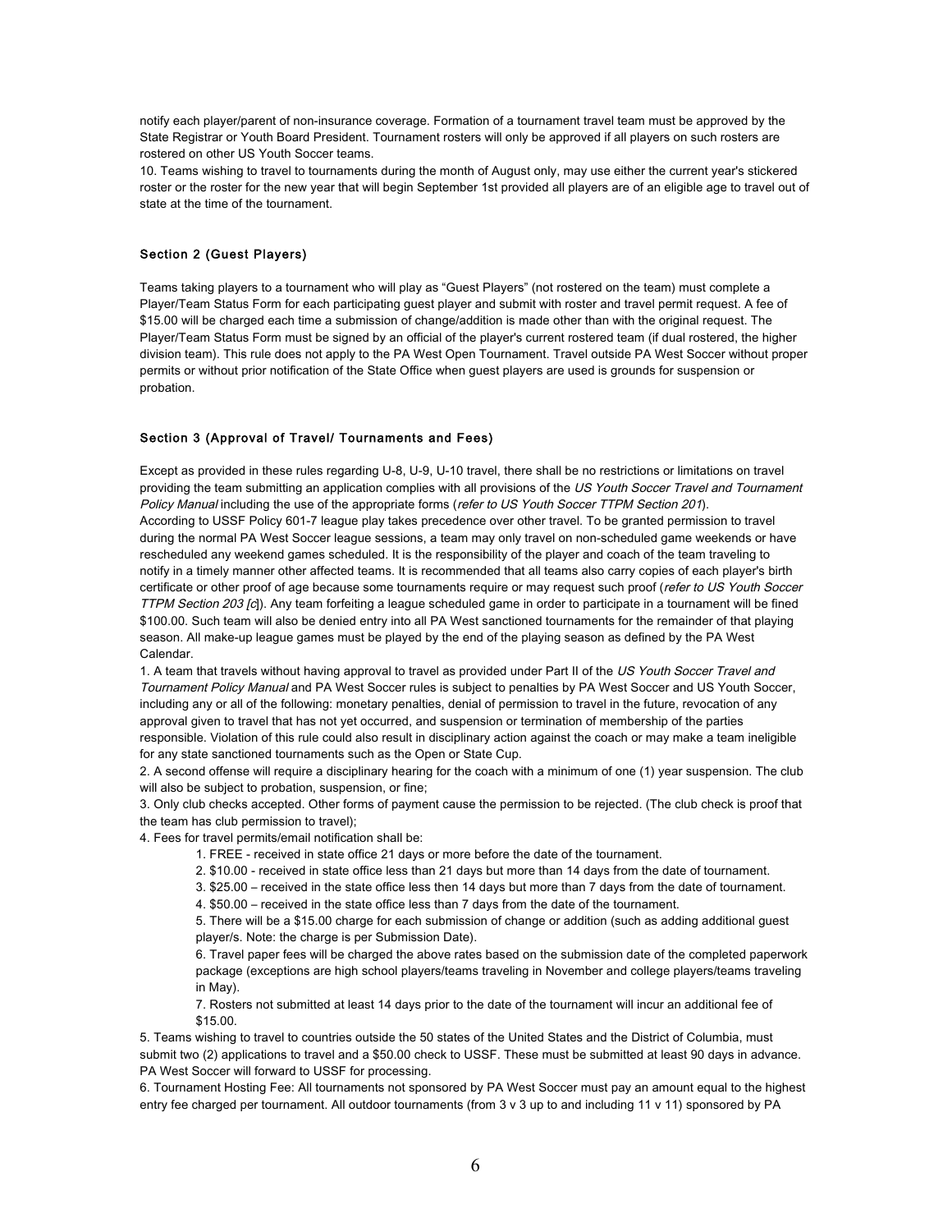notify each player/parent of non-insurance coverage. Formation of a tournament travel team must be approved by the State Registrar or Youth Board President. Tournament rosters will only be approved if all players on such rosters are rostered on other US Youth Soccer teams.

10. Teams wishing to travel to tournaments during the month of August only, may use either the current year's stickered roster or the roster for the new year that will begin September 1st provided all players are of an eligible age to travel out of state at the time of the tournament.

### Section 2 (Guest Players)

Teams taking players to a tournament who will play as "Guest Players" (not rostered on the team) must complete a Player/Team Status Form for each participating guest player and submit with roster and travel permit request. A fee of $15.00 will be charged each time a submission of change/addition is made other than with the original request. The Player/Team Status Form must be signed by an official of the player's current rostered team (if dual rostered, the higher division team). This rule does not apply to the PA West Open Tournament. Travel outside PA West Soccer without proper permits or without prior notification of the State Office when guest players are used is grounds for suspension or probation.

### Section 3 (Approval of Travel/ Tournaments and Fees)

Except as provided in these rules regarding U-8, U-9, U-10 travel, there shall be no restrictions or limitations on travel providing the team submitting an application complies with all provisions of the *US Youth Soccer Travel and Tournament Policy Manual* including the use of the appropriate forms (*refer to US Youth Soccer TTPM Section 201*).
According to USSF Policy 601-7 league play takes precedence over other travel. To be granted permission to travel during the normal PA West Soccer league sessions, a team may only travel on non-scheduled game weekends or have rescheduled any weekend games scheduled. It is the responsibility of the player and coach of the team traveling to notify in a timely manner other affected teams. It is recommended that all teams also carry copies of each player's birth certificate or other proof of age because some tournaments require or may request such proof (*refer to US Youth Soccer TTPM Section 203 [c]*). Any team forfeiting a league scheduled game in order to participate in a tournament will be fined $100.00. Such team will also be denied entry into all PA West sanctioned tournaments for the remainder of that playing season. All make-up league games must be played by the end of the playing season as defined by the PA West Calendar.

1. A team that travels without having approval to travel as provided under Part II of the *US Youth Soccer Travel and Tournament Policy Manual* and PA West Soccer rules is subject to penalties by PA West Soccer and US Youth Soccer, including any or all of the following: monetary penalties, denial of permission to travel in the future, revocation of any approval given to travel that has not yet occurred, and suspension or termination of membership of the parties responsible. Violation of this rule could also result in disciplinary action against the coach or may make a team ineligible for any state sanctioned tournaments such as the Open or State Cup.
2. A second offense will require a disciplinary hearing for the coach with a minimum of one (1) year suspension. The club will also be subject to probation, suspension, or fine;
3. Only club checks accepted. Other forms of payment cause the permission to be rejected. (The club check is proof that the team has club permission to travel);
4. Fees for travel permits/email notification shall be:
    1. FREE - received in state office 21 days or more before the date of the tournament.
    2. $10.00 - received in state office less than 21 days but more than 14 days from the date of tournament.
    3. $25.00 – received in the state office less then 14 days but more than 7 days from the date of tournament.
    4. $50.00 – received in the state office less than 7 days from the date of the tournament.
    5. There will be a $15.00 charge for each submission of change or addition (such as adding additional guest player/s. Note: the charge is per Submission Date).
    6. Travel paper fees will be charged the above rates based on the submission date of the completed paperwork package (exceptions are high school players/teams traveling in November and college players/teams traveling in May).
    7. Rosters not submitted at least 14 days prior to the date of the tournament will incur an additional fee of $15.00.
5. Teams wishing to travel to countries outside the 50 states of the United States and the District of Columbia, must submit two (2) applications to travel and a $50.00 check to USSF. These must be submitted at least 90 days in advance. PA West Soccer will forward to USSF for processing.
6. Tournament Hosting Fee: All tournaments not sponsored by PA West Soccer must pay an amount equal to the highest entry fee charged per tournament. All outdoor tournaments (from 3 v 3 up to and including 11 v 11) sponsored by PA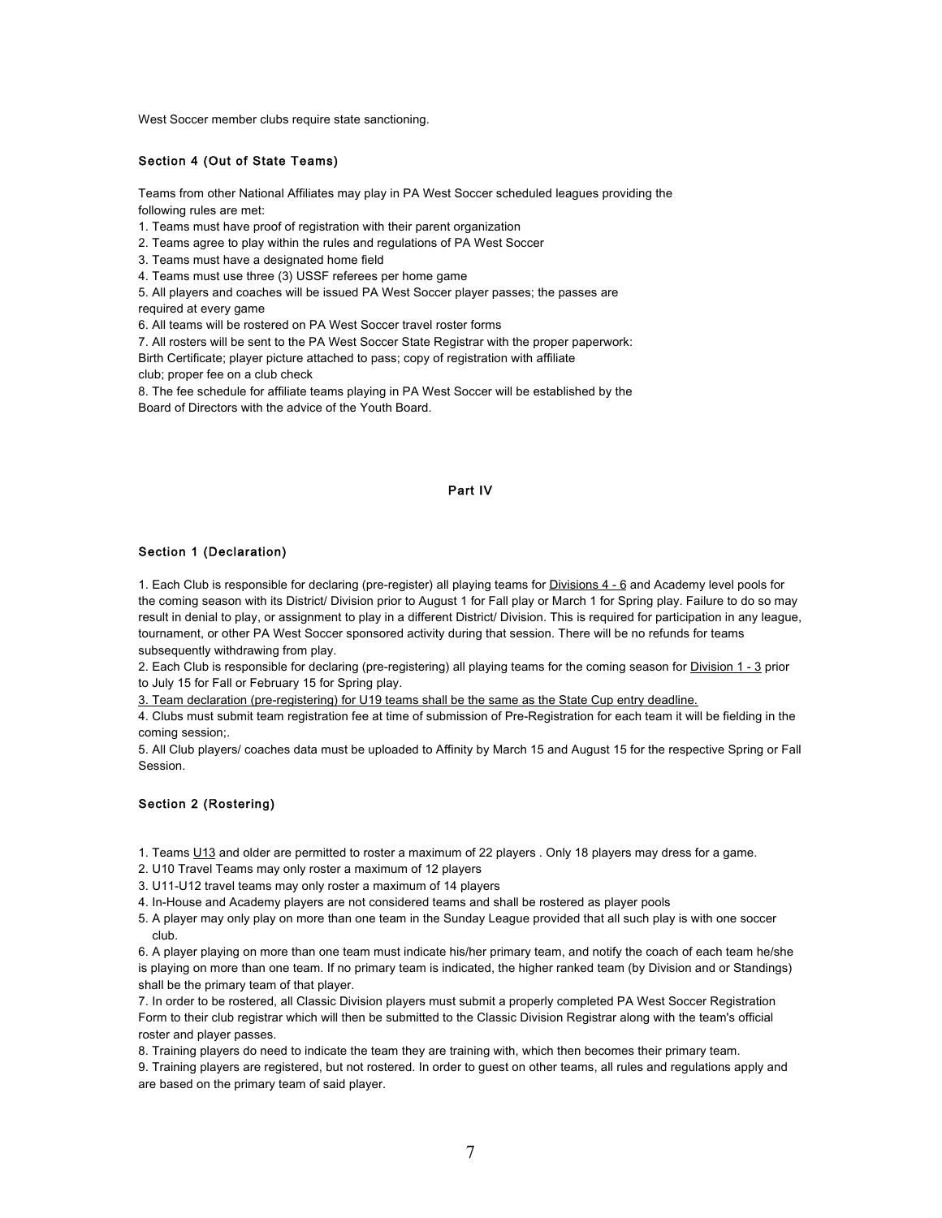West Soccer member clubs require state sanctioning.

### Section 4 (Out of State Teams)

Teams from other National Affiliates may play in PA West Soccer scheduled leagues providing the following rules are met:

1. Teams must have proof of registration with their parent organization
2. Teams agree to play within the rules and regulations of PA West Soccer
3. Teams must have a designated home field
4. Teams must use three (3) USSF referees per home game
5. All players and coaches will be issued PA West Soccer player passes; the passes are required at every game
6. All teams will be rostered on PA West Soccer travel roster forms
7. All rosters will be sent to the PA West Soccer State Registrar with the proper paperwork: Birth Certificate; player picture attached to pass; copy of registration with affiliate club; proper fee on a club check
8. The fee schedule for affiliate teams playing in PA West Soccer will be established by the Board of Directors with the advice of the Youth Board.

## Part IV

### Section 1 (Declaration)

1. Each Club is responsible for declaring (pre-register) all playing teams for <u>Divisions 4 - 6</u> and Academy level pools for the coming season with its District/ Division prior to August 1 for Fall play or March 1 for Spring play. Failure to do so may result in denial to play, or assignment to play in a different District/ Division. This is required for participation in any league, tournament, or other PA West Soccer sponsored activity during that session. There will be no refunds for teams subsequently withdrawing from play.
2. Each Club is responsible for declaring (pre-registering) all playing teams for the coming season for <u>Division 1 - 3</u> prior to July 15 for Fall or February 15 for Spring play.
3. <u>Team declaration (pre-registering) for U19 teams shall be the same as the State Cup entry deadline.</u>
4. Clubs must submit team registration fee at time of submission of Pre-Registration for each team it will be fielding in the coming session;.
5. All Club players/ coaches data must be uploaded to Affinity by March 15 and August 15 for the respective Spring or Fall Session.

### Section 2 (Rostering)

1. Teams <u>U13</u> and older are permitted to roster a maximum of 22 players . Only 18 players may dress for a game.
2. U10 Travel Teams may only roster a maximum of 12 players
3. U11-U12 travel teams may only roster a maximum of 14 players
4. In-House and Academy players are not considered teams and shall be rostered as player pools
5. A player may only play on more than one team in the Sunday League provided that all such play is with one soccer club.
6. A player playing on more than one team must indicate his/her primary team, and notify the coach of each team he/she is playing on more than one team. If no primary team is indicated, the higher ranked team (by Division and or Standings) shall be the primary team of that player.
7. In order to be rostered, all Classic Division players must submit a properly completed PA West Soccer Registration Form to their club registrar which will then be submitted to the Classic Division Registrar along with the team's official roster and player passes.
8. Training players do need to indicate the team they are training with, which then becomes their primary team.
9. Training players are registered, but not rostered. In order to guest on other teams, all rules and regulations apply and are based on the primary team of said player.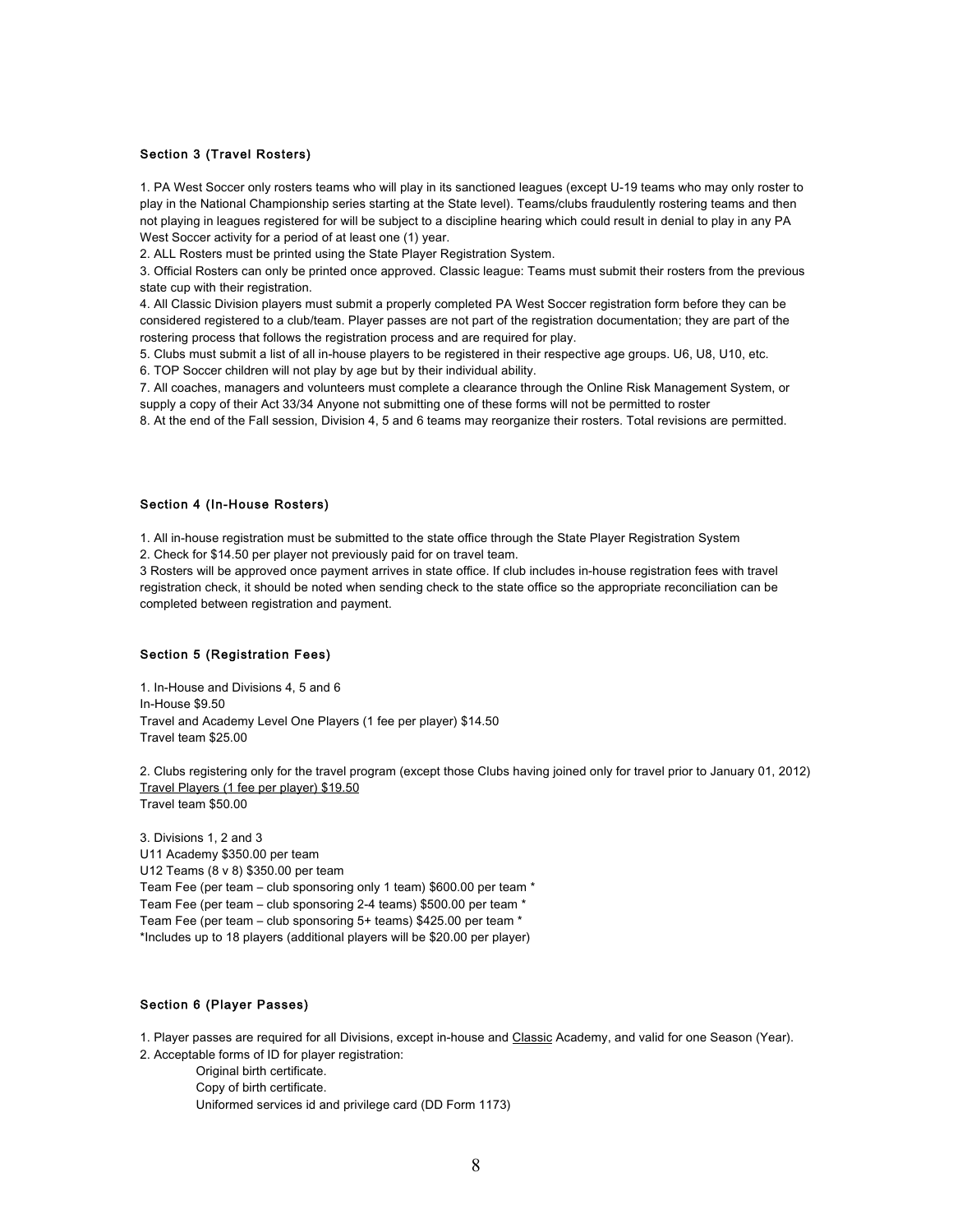#### Section 3 (Travel Rosters)

1. PA West Soccer only rosters teams who will play in its sanctioned leagues (except U-19 teams who may only roster to play in the National Championship series starting at the State level). Teams/clubs fraudulently rostering teams and then not playing in leagues registered for will be subject to a discipline hearing which could result in denial to play in any PA West Soccer activity for a period of at least one (1) year.
2. ALL Rosters must be printed using the State Player Registration System.
3. Official Rosters can only be printed once approved. Classic league: Teams must submit their rosters from the previous state cup with their registration.
4. All Classic Division players must submit a properly completed PA West Soccer registration form before they can be considered registered to a club/team. Player passes are not part of the registration documentation; they are part of the rostering process that follows the registration process and are required for play.
5. Clubs must submit a list of all in-house players to be registered in their respective age groups. U6, U8, U10, etc.
6. TOP Soccer children will not play by age but by their individual ability.
7. All coaches, managers and volunteers must complete a clearance through the Online Risk Management System, or supply a copy of their Act 33/34 Anyone not submitting one of these forms will not be permitted to roster
8. At the end of the Fall session, Division 4, 5 and 6 teams may reorganize their rosters. Total revisions are permitted.

#### Section 4 (In-House Rosters)

1. All in-house registration must be submitted to the state office through the State Player Registration System
2. Check for $14.50 per player not previously paid for on travel team.

3 Rosters will be approved once payment arrives in state office. If club includes in-house registration fees with travel registration check, it should be noted when sending check to the state office so the appropriate reconciliation can be completed between registration and payment.

#### Section 5 (Registration Fees)

1. In-House and Divisions 4, 5 and 6

In-House $9.50
Travel and Academy Level One Players (1 fee per player) $14.50
Travel team $25.00

2. Clubs registering only for the travel program (except those Clubs having joined only for travel prior to January 01, 2012)

<u>Travel Players (1 fee per player) $19.50</u>
Travel team $50.00

3. Divisions 1, 2 and 3

U11 Academy $350.00 per team
U12 Teams (8 v 8) $350.00 per team
Team Fee (per team – club sponsoring only 1 team) $600.00 per team *
Team Fee (per team – club sponsoring 2-4 teams) $500.00 per team *
Team Fee (per team – club sponsoring 5+ teams) $425.00 per team *
*Includes up to 18 players (additional players will be $20.00 per player)

#### Section 6 (Player Passes)

1. Player passes are required for all Divisions, except in-house and <u>Classic</u> Academy, and valid for one Season (Year).
2. Acceptable forms of ID for player registration:
   - Original birth certificate.
   - Copy of birth certificate.
   - Uniformed services id and privilege card (DD Form 1173)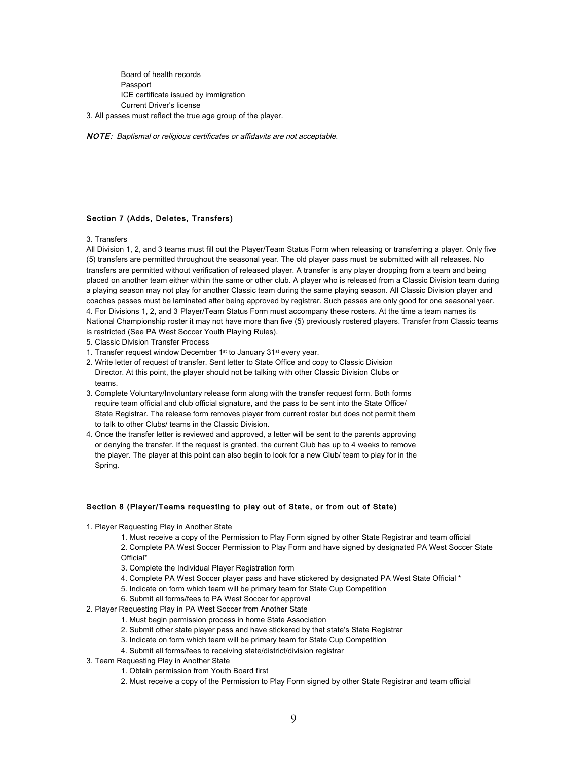Board of health records
Passport
ICE certificate issued by immigration
Current Driver's license

3. All passes must reflect the true age group of the player.

***NOTE**: Baptismal or religious certificates or affidavits are not acceptable.*

### Section 7 (Adds, Deletes, Transfers)

3. Transfers

All Division 1, 2, and 3 teams must fill out the Player/Team Status Form when releasing or transferring a player. Only five (5) transfers are permitted throughout the seasonal year. The old player pass must be submitted with all releases. No transfers are permitted without verification of released player. A transfer is any player dropping from a team and being placed on another team either within the same or other club. A player who is released from a Classic Division team during a playing season may not play for another Classic team during the same playing season. All Classic Division player and coaches passes must be laminated after being approved by registrar. Such passes are only good for one seasonal year.

4. For Divisions 1, 2, and 3 Player/Team Status Form must accompany these rosters. At the time a team names its National Championship roster it may not have more than five (5) previously rostered players. Transfer from Classic teams is restricted (See PA West Soccer Youth Playing Rules).

5. Classic Division Transfer Process

1. Transfer request window December 1st to January 31st every year.
2. Write letter of request of transfer. Sent letter to State Office and copy to Classic Division Director. At this point, the player should not be talking with other Classic Division Clubs or teams.
3. Complete Voluntary/Involuntary release form along with the transfer request form. Both forms require team official and club official signature, and the pass to be sent into the State Office/ State Registrar. The release form removes player from current roster but does not permit them to talk to other Clubs/ teams in the Classic Division.
4. Once the transfer letter is reviewed and approved, a letter will be sent to the parents approving or denying the transfer. If the request is granted, the current Club has up to 4 weeks to remove the player. The player at this point can also begin to look for a new Club/ team to play for in the Spring.

### Section 8 (Player/Teams requesting to play out of State, or from out of State)

1. Player Requesting Play in Another State
    1. Must receive a copy of the Permission to Play Form signed by other State Registrar and team official
    2. Complete PA West Soccer Permission to Play Form and have signed by designated PA West Soccer State Official*
    3. Complete the Individual Player Registration form
    4. Complete PA West Soccer player pass and have stickered by designated PA West State Official *
    5. Indicate on form which team will be primary team for State Cup Competition
    6. Submit all forms/fees to PA West Soccer for approval
2. Player Requesting Play in PA West Soccer from Another State
    1. Must begin permission process in home State Association
    2. Submit other state player pass and have stickered by that state's State Registrar
    3. Indicate on form which team will be primary team for State Cup Competition
    4. Submit all forms/fees to receiving state/district/division registrar
3. Team Requesting Play in Another State
    1. Obtain permission from Youth Board first
    2. Must receive a copy of the Permission to Play Form signed by other State Registrar and team official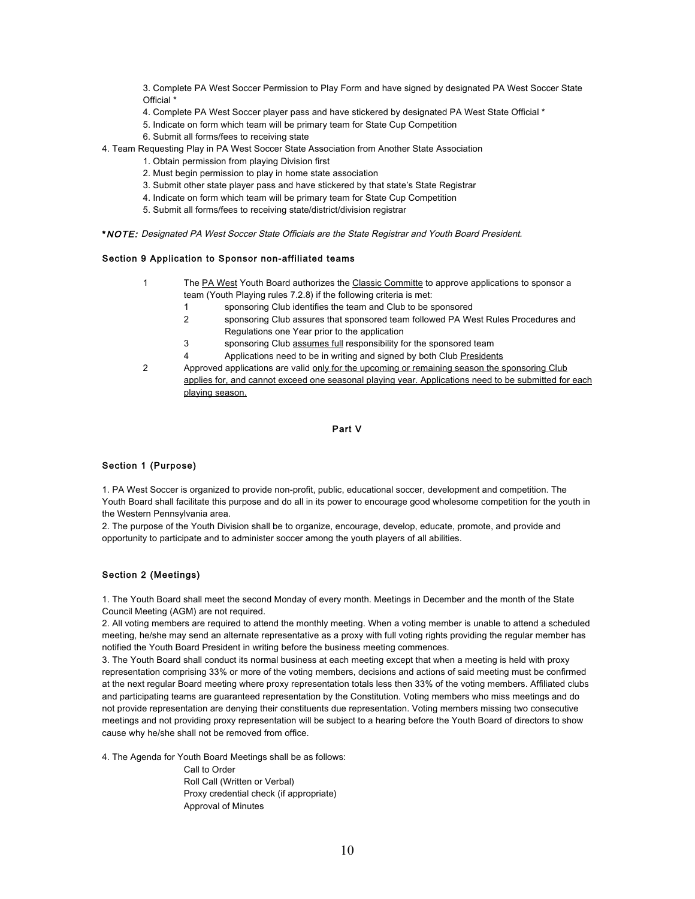3. Complete PA West Soccer Permission to Play Form and have signed by designated PA West Soccer State Official *
4. Complete PA West Soccer player pass and have stickered by designated PA West State Official *
5. Indicate on form which team will be primary team for State Cup Competition
6. Submit all forms/fees to receiving state

4. Team Requesting Play in PA West Soccer State Association from Another State Association
   1. Obtain permission from playing Division first
   2. Must begin permission to play in home state association
   3. Submit other state player pass and have stickered by that state's State Registrar
   4. Indicate on form which team will be primary team for State Cup Competition
   5. Submit all forms/fees to receiving state/district/division registrar

***NOTE:** *Designated PA West Soccer State Officials are the State Registrar and Youth Board President.*

#### Section 9 Application to Sponsor non-affiliated teams

1. The <u>PA West</u> Youth Board authorizes the <u>Classic Committe</u> to approve applications to sponsor a team (Youth Playing rules 7.2.8) if the following criteria is met:
   1. sponsoring Club identifies the team and Club to be sponsored
   2. sponsoring Club assures that sponsored team followed PA West Rules Procedures and Regulations one Year prior to the application
   3. sponsoring Club <u>assumes full</u> responsibility for the sponsored team
   4. Applications need to be in writing and signed by both Club <u>Presidents</u>
2. Approved applications are valid <u>only for the upcoming or remaining season the sponsoring Club applies for, and cannot exceed one seasonal playing year. Applications need to be submitted for each playing season.</u>

## Part V

#### Section 1 (Purpose)

1. PA West Soccer is organized to provide non-profit, public, educational soccer, development and competition. The Youth Board shall facilitate this purpose and do all in its power to encourage good wholesome competition for the youth in the Western Pennsylvania area.
2. The purpose of the Youth Division shall be to organize, encourage, develop, educate, promote, and provide and opportunity to participate and to administer soccer among the youth players of all abilities.

#### Section 2 (Meetings)

1. The Youth Board shall meet the second Monday of every month. Meetings in December and the month of the State Council Meeting (AGM) are not required.
2. All voting members are required to attend the monthly meeting. When a voting member is unable to attend a scheduled meeting, he/she may send an alternate representative as a proxy with full voting rights providing the regular member has notified the Youth Board President in writing before the business meeting commences.
3. The Youth Board shall conduct its normal business at each meeting except that when a meeting is held with proxy representation comprising 33% or more of the voting members, decisions and actions of said meeting must be confirmed at the next regular Board meeting where proxy representation totals less then 33% of the voting members. Affiliated clubs and participating teams are guaranteed representation by the Constitution. Voting members who miss meetings and do not provide representation are denying their constituents due representation. Voting members missing two consecutive meetings and not providing proxy representation will be subject to a hearing before the Youth Board of directors to show cause why he/she shall not be removed from office.

4. The Agenda for Youth Board Meetings shall be as follows:

   Call to Order
   Roll Call (Written or Verbal)
   Proxy credential check (if appropriate)
   Approval of Minutes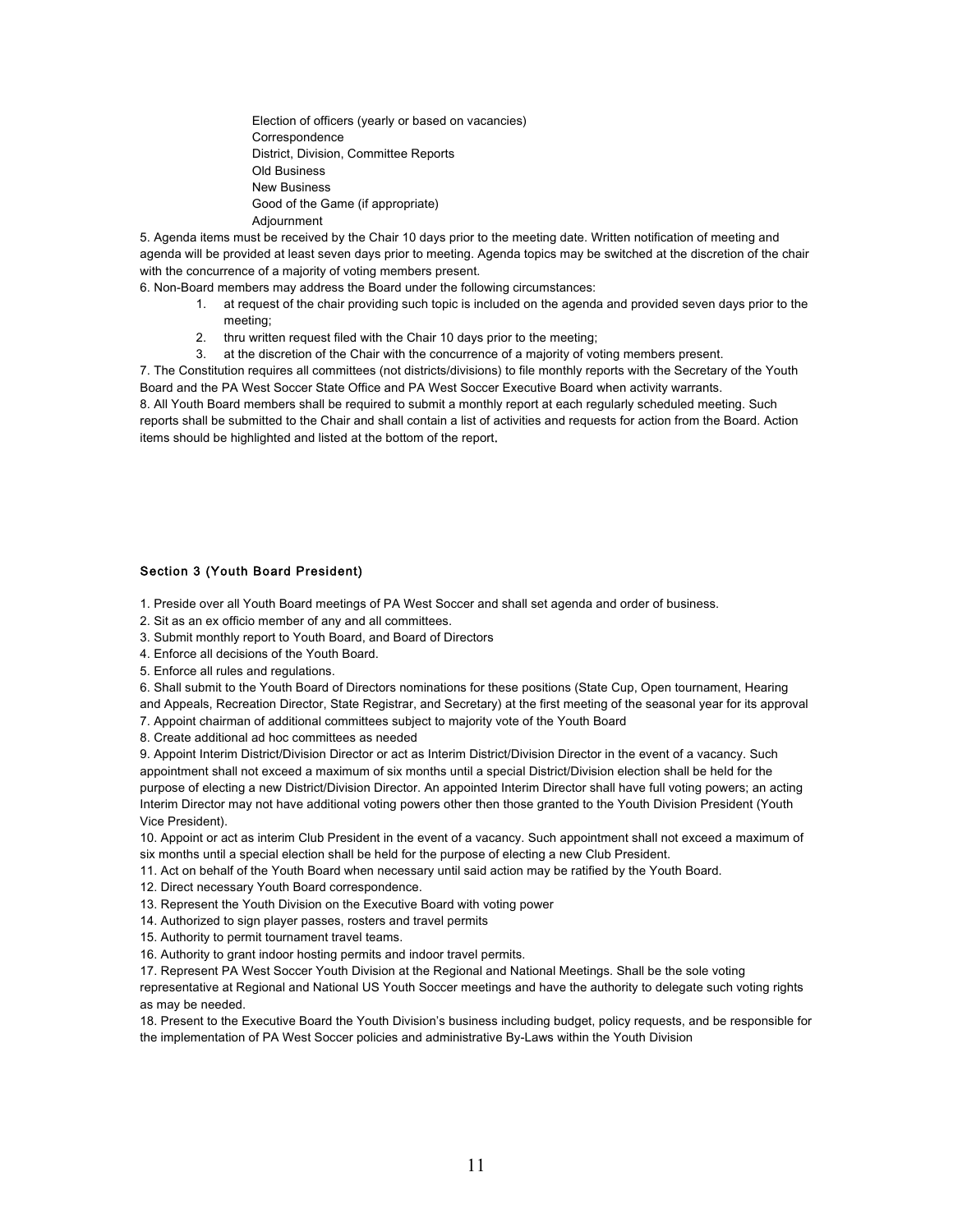Election of officers (yearly or based on vacancies)
Correspondence
District, Division, Committee Reports
Old Business
New Business
Good of the Game (if appropriate)
Adjournment

5. Agenda items must be received by the Chair 10 days prior to the meeting date. Written notification of meeting and agenda will be provided at least seven days prior to meeting. Agenda topics may be switched at the discretion of the chair with the concurrence of a majority of voting members present.

6. Non-Board members may address the Board under the following circumstances:

    1. at request of the chair providing such topic is included on the agenda and provided seven days prior to the meeting;
    2. thru written request filed with the Chair 10 days prior to the meeting;
    3. at the discretion of the Chair with the concurrence of a majority of voting members present.

7. The Constitution requires all committees (not districts/divisions) to file monthly reports with the Secretary of the Youth Board and the PA West Soccer State Office and PA West Soccer Executive Board when activity warrants.

8. All Youth Board members shall be required to submit a monthly report at each regularly scheduled meeting. Such reports shall be submitted to the Chair and shall contain a list of activities and requests for action from the Board. Action items should be highlighted and listed at the bottom of the report.

#### Section 3 (Youth Board President)

1. Preside over all Youth Board meetings of PA West Soccer and shall set agenda and order of business.
2. Sit as an ex officio member of any and all committees.
3. Submit monthly report to Youth Board, and Board of Directors
4. Enforce all decisions of the Youth Board.
5. Enforce all rules and regulations.
6. Shall submit to the Youth Board of Directors nominations for these positions (State Cup, Open tournament, Hearing and Appeals, Recreation Director, State Registrar, and Secretary) at the first meeting of the seasonal year for its approval
7. Appoint chairman of additional committees subject to majority vote of the Youth Board
8. Create additional ad hoc committees as needed
9. Appoint Interim District/Division Director or act as Interim District/Division Director in the event of a vacancy. Such appointment shall not exceed a maximum of six months until a special District/Division election shall be held for the purpose of electing a new District/Division Director. An appointed Interim Director shall have full voting powers; an acting Interim Director may not have additional voting powers other then those granted to the Youth Division President (Youth Vice President).
10. Appoint or act as interim Club President in the event of a vacancy. Such appointment shall not exceed a maximum of six months until a special election shall be held for the purpose of electing a new Club President.
11. Act on behalf of the Youth Board when necessary until said action may be ratified by the Youth Board.
12. Direct necessary Youth Board correspondence.
13. Represent the Youth Division on the Executive Board with voting power
14. Authorized to sign player passes, rosters and travel permits
15. Authority to permit tournament travel teams.
16. Authority to grant indoor hosting permits and indoor travel permits.
17. Represent PA West Soccer Youth Division at the Regional and National Meetings. Shall be the sole voting representative at Regional and National US Youth Soccer meetings and have the authority to delegate such voting rights as may be needed.
18. Present to the Executive Board the Youth Division's business including budget, policy requests, and be responsible for the implementation of PA West Soccer policies and administrative By-Laws within the Youth Division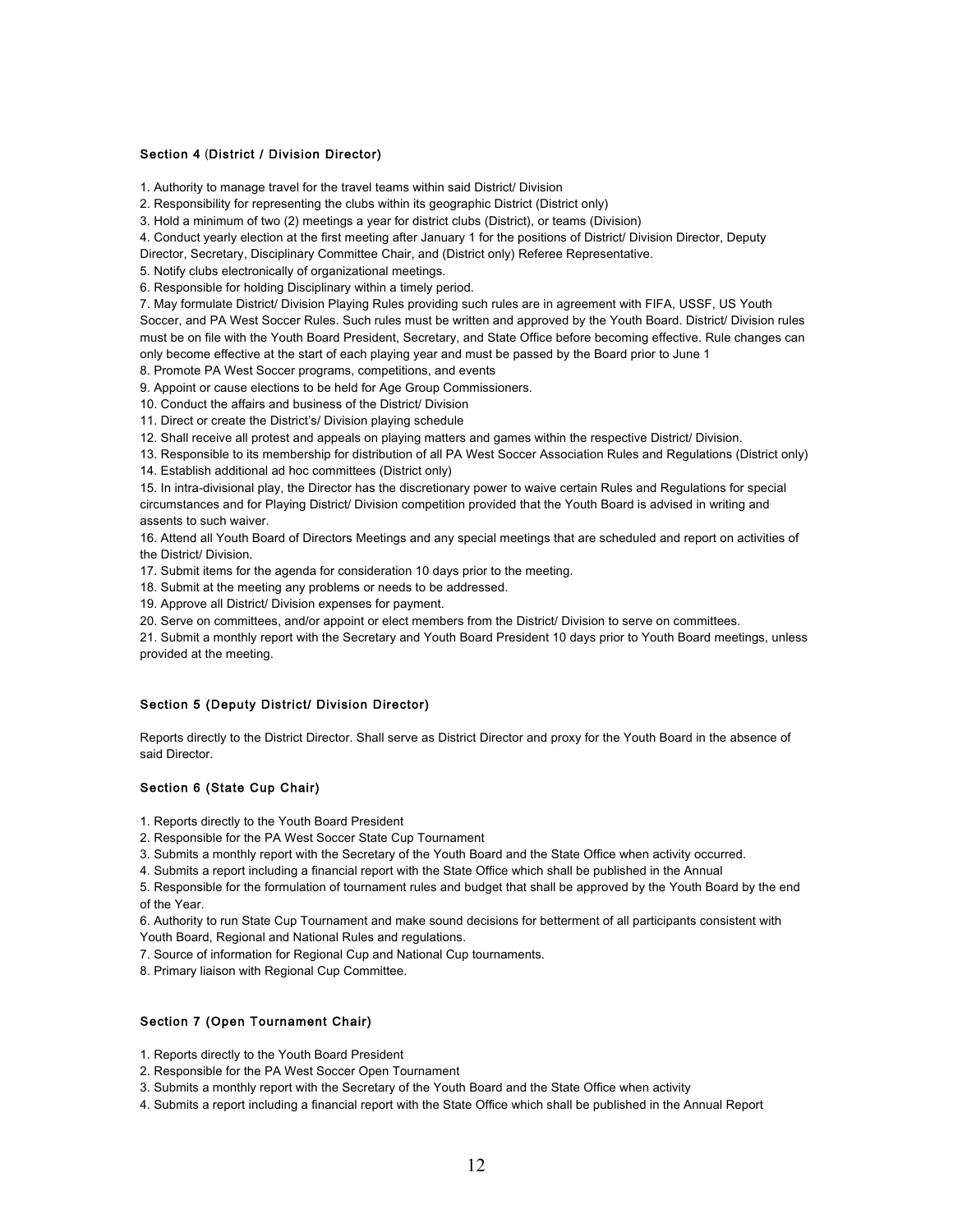#### Section 4 (District / Division Director)

1. Authority to manage travel for the travel teams within said District/ Division
2. Responsibility for representing the clubs within its geographic District (District only)
3. Hold a minimum of two (2) meetings a year for district clubs (District), or teams (Division)
4. Conduct yearly election at the first meeting after January 1 for the positions of District/ Division Director, Deputy Director, Secretary, Disciplinary Committee Chair, and (District only) Referee Representative.
5. Notify clubs electronically of organizational meetings.
6. Responsible for holding Disciplinary within a timely period.
7. May formulate District/ Division Playing Rules providing such rules are in agreement with FIFA, USSF, US Youth Soccer, and PA West Soccer Rules. Such rules must be written and approved by the Youth Board. District/ Division rules must be on file with the Youth Board President, Secretary, and State Office before becoming effective. Rule changes can only become effective at the start of each playing year and must be passed by the Board prior to June 1
8. Promote PA West Soccer programs, competitions, and events
9. Appoint or cause elections to be held for Age Group Commissioners.
10. Conduct the affairs and business of the District/ Division
11. Direct or create the District's/ Division playing schedule
12. Shall receive all protest and appeals on playing matters and games within the respective District/ Division.
13. Responsible to its membership for distribution of all PA West Soccer Association Rules and Regulations (District only)
14. Establish additional ad hoc committees (District only)
15. In intra-divisional play, the Director has the discretionary power to waive certain Rules and Regulations for special circumstances and for Playing District/ Division competition provided that the Youth Board is advised in writing and assents to such waiver.
16. Attend all Youth Board of Directors Meetings and any special meetings that are scheduled and report on activities of the District/ Division.
17. Submit items for the agenda for consideration 10 days prior to the meeting.
18. Submit at the meeting any problems or needs to be addressed.
19. Approve all District/ Division expenses for payment.
20. Serve on committees, and/or appoint or elect members from the District/ Division to serve on committees.
21. Submit a monthly report with the Secretary and Youth Board President 10 days prior to Youth Board meetings, unless provided at the meeting.

#### Section 5 (Deputy District/ Division Director)

Reports directly to the District Director. Shall serve as District Director and proxy for the Youth Board in the absence of said Director.

#### Section 6 (State Cup Chair)

1. Reports directly to the Youth Board President
2. Responsible for the PA West Soccer State Cup Tournament
3. Submits a monthly report with the Secretary of the Youth Board and the State Office when activity occurred.
4. Submits a report including a financial report with the State Office which shall be published in the Annual
5. Responsible for the formulation of tournament rules and budget that shall be approved by the Youth Board by the end of the Year.
6. Authority to run State Cup Tournament and make sound decisions for betterment of all participants consistent with Youth Board, Regional and National Rules and regulations.
7. Source of information for Regional Cup and National Cup tournaments.
8. Primary liaison with Regional Cup Committee.

#### Section 7 (Open Tournament Chair)

1. Reports directly to the Youth Board President
2. Responsible for the PA West Soccer Open Tournament
3. Submits a monthly report with the Secretary of the Youth Board and the State Office when activity
4. Submits a report including a financial report with the State Office which shall be published in the Annual Report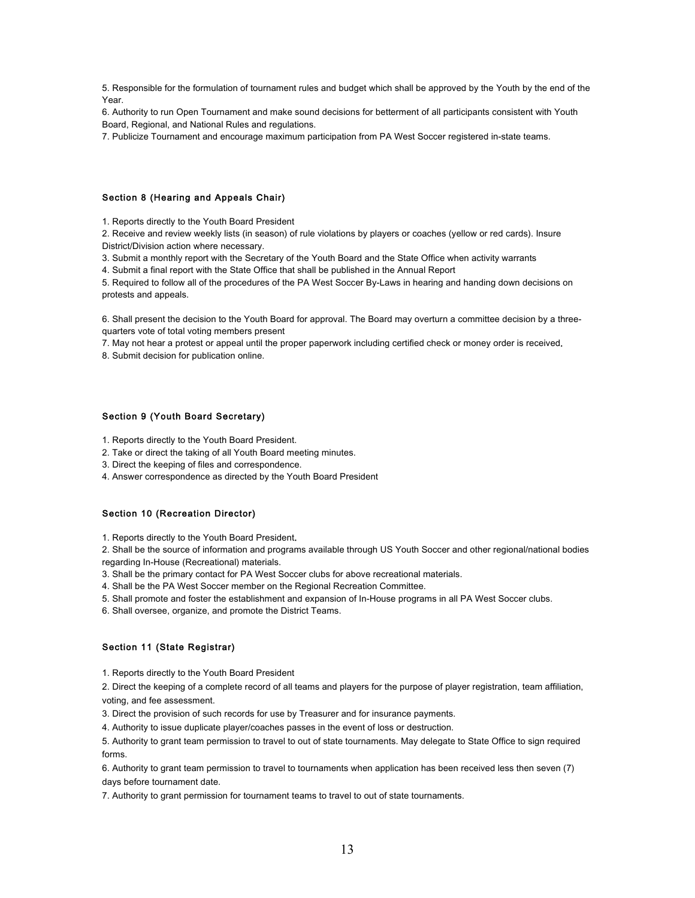5. Responsible for the formulation of tournament rules and budget which shall be approved by the Youth by the end of the Year.
6. Authority to run Open Tournament and make sound decisions for betterment of all participants consistent with Youth Board, Regional, and National Rules and regulations.
7. Publicize Tournament and encourage maximum participation from PA West Soccer registered in-state teams.

#### Section 8 (Hearing and Appeals Chair)

1. Reports directly to the Youth Board President
2. Receive and review weekly lists (in season) of rule violations by players or coaches (yellow or red cards). Insure District/Division action where necessary.
3. Submit a monthly report with the Secretary of the Youth Board and the State Office when activity warrants
4. Submit a final report with the State Office that shall be published in the Annual Report
5. Required to follow all of the procedures of the PA West Soccer By-Laws in hearing and handing down decisions on protests and appeals.

6. Shall present the decision to the Youth Board for approval. The Board may overturn a committee decision by a three-quarters vote of total voting members present
7. May not hear a protest or appeal until the proper paperwork including certified check or money order is received.
8. Submit decision for publication online.

#### Section 9 (Youth Board Secretary)

1. Reports directly to the Youth Board President.
2. Take or direct the taking of all Youth Board meeting minutes.
3. Direct the keeping of files and correspondence.
4. Answer correspondence as directed by the Youth Board President

#### Section 10 (Recreation Director)

1. Reports directly to the Youth Board President.
2. Shall be the source of information and programs available through US Youth Soccer and other regional/national bodies regarding In-House (Recreational) materials.
3. Shall be the primary contact for PA West Soccer clubs for above recreational materials.
4. Shall be the PA West Soccer member on the Regional Recreation Committee.
5. Shall promote and foster the establishment and expansion of In-House programs in all PA West Soccer clubs.
6. Shall oversee, organize, and promote the District Teams.

#### Section 11 (State Registrar)

1. Reports directly to the Youth Board President
2. Direct the keeping of a complete record of all teams and players for the purpose of player registration, team affiliation, voting, and fee assessment.
3. Direct the provision of such records for use by Treasurer and for insurance payments.
4. Authority to issue duplicate player/coaches passes in the event of loss or destruction.
5. Authority to grant team permission to travel to out of state tournaments. May delegate to State Office to sign required forms.
6. Authority to grant team permission to travel to tournaments when application has been received less then seven (7) days before tournament date.
7. Authority to grant permission for tournament teams to travel to out of state tournaments.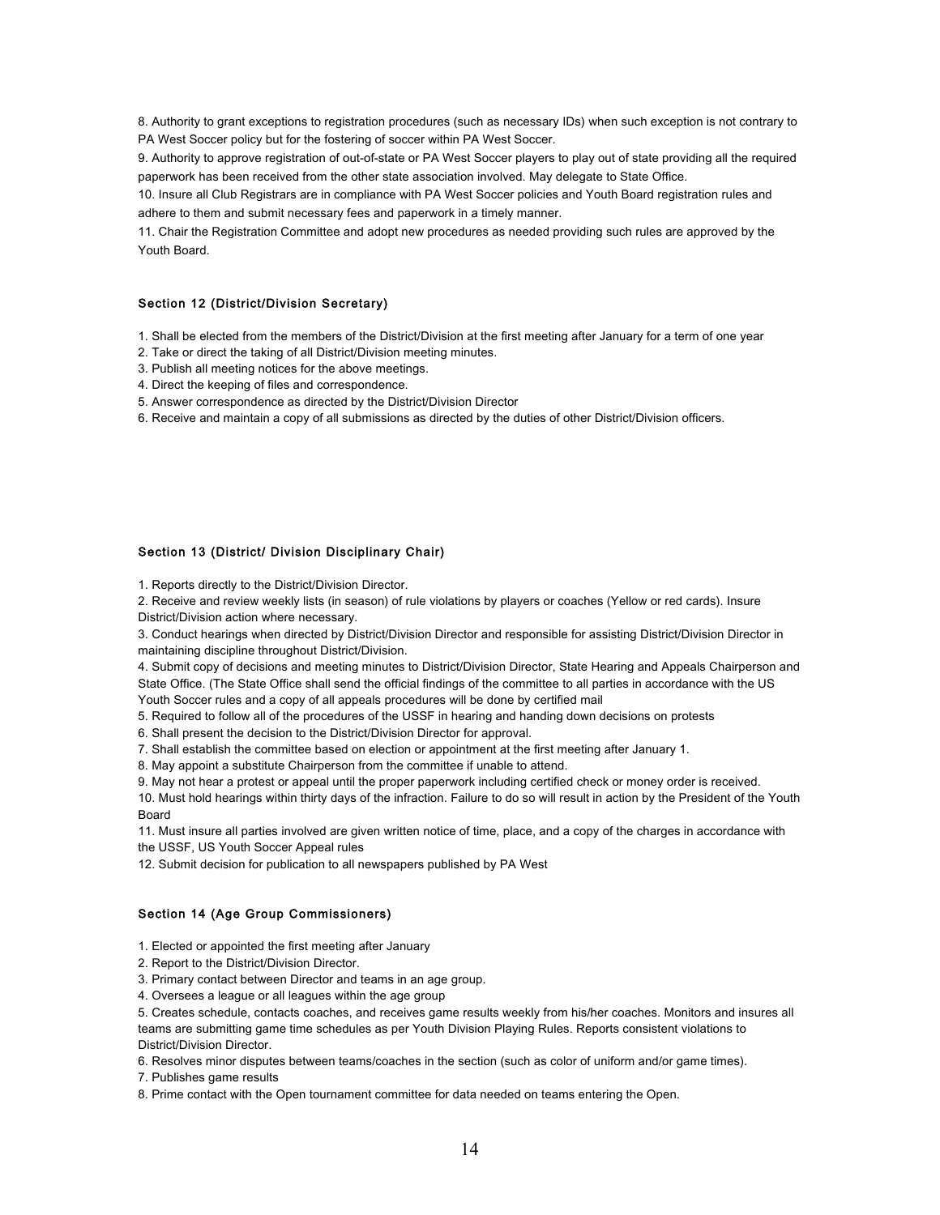8. Authority to grant exceptions to registration procedures (such as necessary IDs) when such exception is not contrary to PA West Soccer policy but for the fostering of soccer within PA West Soccer.
9. Authority to approve registration of out-of-state or PA West Soccer players to play out of state providing all the required paperwork has been received from the other state association involved. May delegate to State Office.
10. Insure all Club Registrars are in compliance with PA West Soccer policies and Youth Board registration rules and adhere to them and submit necessary fees and paperwork in a timely manner.
11. Chair the Registration Committee and adopt new procedures as needed providing such rules are approved by the Youth Board.

#### Section 12 (District/Division Secretary)

1. Shall be elected from the members of the District/Division at the first meeting after January for a term of one year
2. Take or direct the taking of all District/Division meeting minutes.
3. Publish all meeting notices for the above meetings.
4. Direct the keeping of files and correspondence.
5. Answer correspondence as directed by the District/Division Director
6. Receive and maintain a copy of all submissions as directed by the duties of other District/Division officers.

#### Section 13 (District/ Division Disciplinary Chair)

1. Reports directly to the District/Division Director.
2. Receive and review weekly lists (in season) of rule violations by players or coaches (Yellow or red cards). Insure District/Division action where necessary.
3. Conduct hearings when directed by District/Division Director and responsible for assisting District/Division Director in maintaining discipline throughout District/Division.
4. Submit copy of decisions and meeting minutes to District/Division Director, State Hearing and Appeals Chairperson and State Office. (The State Office shall send the official findings of the committee to all parties in accordance with the US Youth Soccer rules and a copy of all appeals procedures will be done by certified mail
5. Required to follow all of the procedures of the USSF in hearing and handing down decisions on protests
6. Shall present the decision to the District/Division Director for approval.
7. Shall establish the committee based on election or appointment at the first meeting after January 1.
8. May appoint a substitute Chairperson from the committee if unable to attend.
9. May not hear a protest or appeal until the proper paperwork including certified check or money order is received.
10. Must hold hearings within thirty days of the infraction. Failure to do so will result in action by the President of the Youth Board
11. Must insure all parties involved are given written notice of time, place, and a copy of the charges in accordance with the USSF, US Youth Soccer Appeal rules
12. Submit decision for publication to all newspapers published by PA West

#### Section 14 (Age Group Commissioners)

1. Elected or appointed the first meeting after January
2. Report to the District/Division Director.
3. Primary contact between Director and teams in an age group.
4. Oversees a league or all leagues within the age group
5. Creates schedule, contacts coaches, and receives game results weekly from his/her coaches. Monitors and insures all teams are submitting game time schedules as per Youth Division Playing Rules. Reports consistent violations to District/Division Director.
6. Resolves minor disputes between teams/coaches in the section (such as color of uniform and/or game times).
7. Publishes game results
8. Prime contact with the Open tournament committee for data needed on teams entering the Open.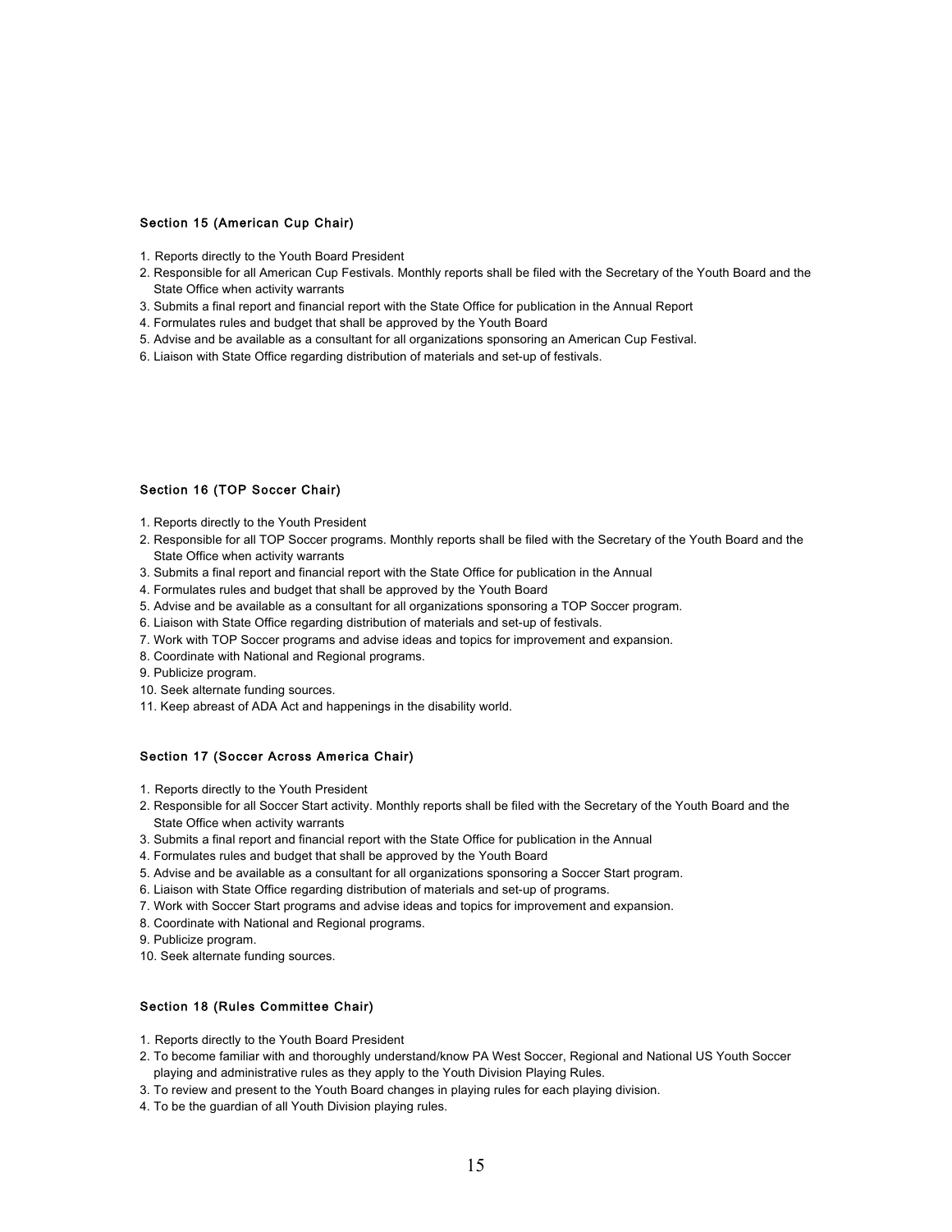### Section 15 (American Cup Chair)

1. Reports directly to the Youth Board President
2. Responsible for all American Cup Festivals. Monthly reports shall be filed with the Secretary of the Youth Board and the State Office when activity warrants
3. Submits a final report and financial report with the State Office for publication in the Annual Report
4. Formulates rules and budget that shall be approved by the Youth Board
5. Advise and be available as a consultant for all organizations sponsoring an American Cup Festival.
6. Liaison with State Office regarding distribution of materials and set-up of festivals.

### Section 16 (TOP Soccer Chair)

1. Reports directly to the Youth President
2. Responsible for all TOP Soccer programs. Monthly reports shall be filed with the Secretary of the Youth Board and the State Office when activity warrants
3. Submits a final report and financial report with the State Office for publication in the Annual
4. Formulates rules and budget that shall be approved by the Youth Board
5. Advise and be available as a consultant for all organizations sponsoring a TOP Soccer program.
6. Liaison with State Office regarding distribution of materials and set-up of festivals.
7. Work with TOP Soccer programs and advise ideas and topics for improvement and expansion.
8. Coordinate with National and Regional programs.
9. Publicize program.
10. Seek alternate funding sources.
11. Keep abreast of ADA Act and happenings in the disability world.

### Section 17 (Soccer Across America Chair)

1. Reports directly to the Youth President
2. Responsible for all Soccer Start activity. Monthly reports shall be filed with the Secretary of the Youth Board and the State Office when activity warrants
3. Submits a final report and financial report with the State Office for publication in the Annual
4. Formulates rules and budget that shall be approved by the Youth Board
5. Advise and be available as a consultant for all organizations sponsoring a Soccer Start program.
6. Liaison with State Office regarding distribution of materials and set-up of programs.
7. Work with Soccer Start programs and advise ideas and topics for improvement and expansion.
8. Coordinate with National and Regional programs.
9. Publicize program.
10. Seek alternate funding sources.

### Section 18 (Rules Committee Chair)

1. Reports directly to the Youth Board President
2. To become familiar with and thoroughly understand/know PA West Soccer, Regional and National US Youth Soccer playing and administrative rules as they apply to the Youth Division Playing Rules.
3. To review and present to the Youth Board changes in playing rules for each playing division.
4. To be the guardian of all Youth Division playing rules.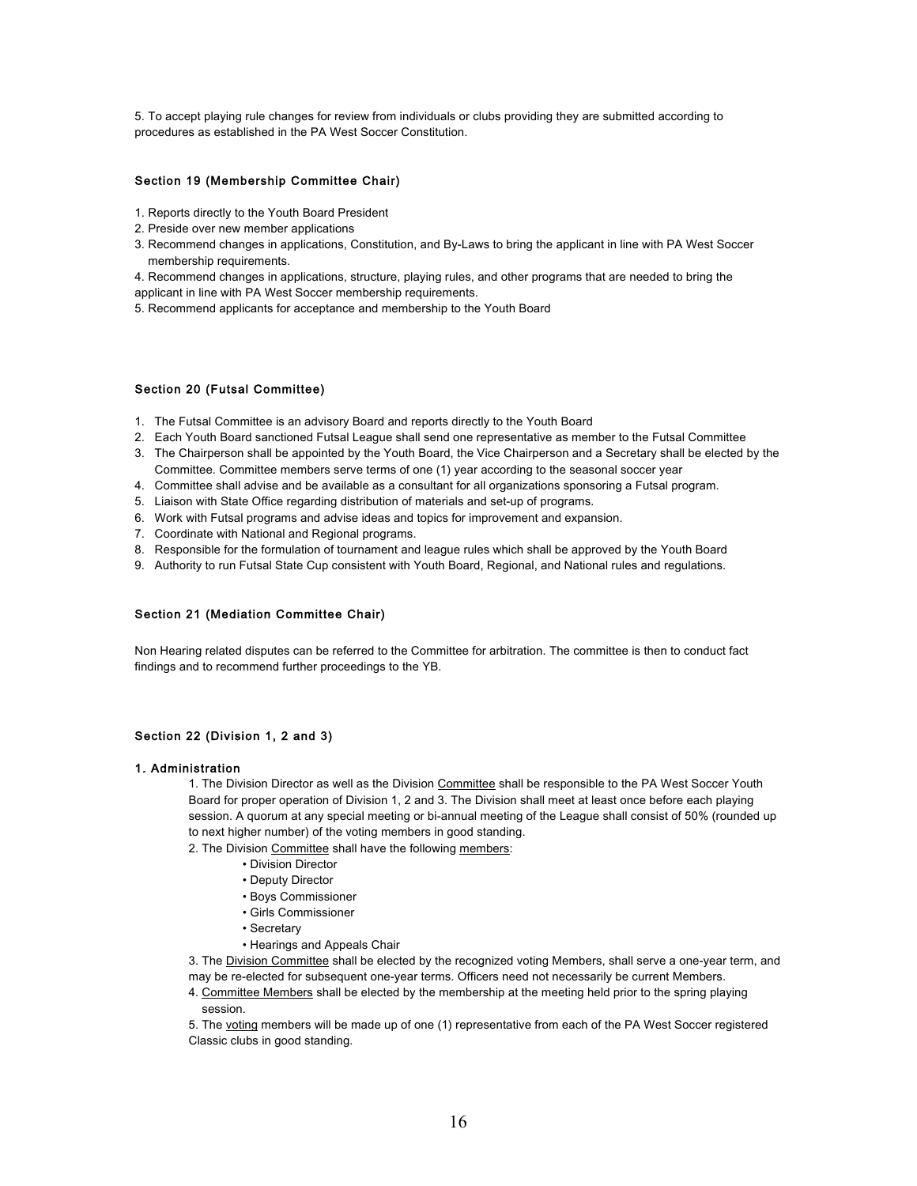5. To accept playing rule changes for review from individuals or clubs providing they are submitted according to procedures as established in the PA West Soccer Constitution.

### Section 19 (Membership Committee Chair)

1. Reports directly to the Youth Board President
2. Preside over new member applications
3. Recommend changes in applications, Constitution, and By-Laws to bring the applicant in line with PA West Soccer membership requirements.
4. Recommend changes in applications, structure, playing rules, and other programs that are needed to bring the applicant in line with PA West Soccer membership requirements.
5. Recommend applicants for acceptance and membership to the Youth Board

### Section 20 (Futsal Committee)

1. The Futsal Committee is an advisory Board and reports directly to the Youth Board
2. Each Youth Board sanctioned Futsal League shall send one representative as member to the Futsal Committee
3. The Chairperson shall be appointed by the Youth Board, the Vice Chairperson and a Secretary shall be elected by the Committee. Committee members serve terms of one (1) year according to the seasonal soccer year
4. Committee shall advise and be available as a consultant for all organizations sponsoring a Futsal program.
5. Liaison with State Office regarding distribution of materials and set-up of programs.
6. Work with Futsal programs and advise ideas and topics for improvement and expansion.
7. Coordinate with National and Regional programs.
8. Responsible for the formulation of tournament and league rules which shall be approved by the Youth Board
9. Authority to run Futsal State Cup consistent with Youth Board, Regional, and National rules and regulations.

### Section 21 (Mediation Committee Chair)

Non Hearing related disputes can be referred to the Committee for arbitration. The committee is then to conduct fact findings and to recommend further proceedings to the YB.

### Section 22 (Division 1, 2 and 3)

#### 1. Administration

1. The Division Director as well as the Division Committee shall be responsible to the PA West Soccer Youth Board for proper operation of Division 1, 2 and 3. The Division shall meet at least once before each playing session. A quorum at any special meeting or bi-annual meeting of the League shall consist of 50% (rounded up to next higher number) of the voting members in good standing.
2. The Division Committee shall have the following members:
    - Division Director
    - Deputy Director
    - Boys Commissioner
    - Girls Commissioner
    - Secretary
    - Hearings and Appeals Chair
3. The Division Committee shall be elected by the recognized voting Members, shall serve a one-year term, and may be re-elected for subsequent one-year terms. Officers need not necessarily be current Members.
4. Committee Members shall be elected by the membership at the meeting held prior to the spring playing session.
5. The voting members will be made up of one (1) representative from each of the PA West Soccer registered Classic clubs in good standing.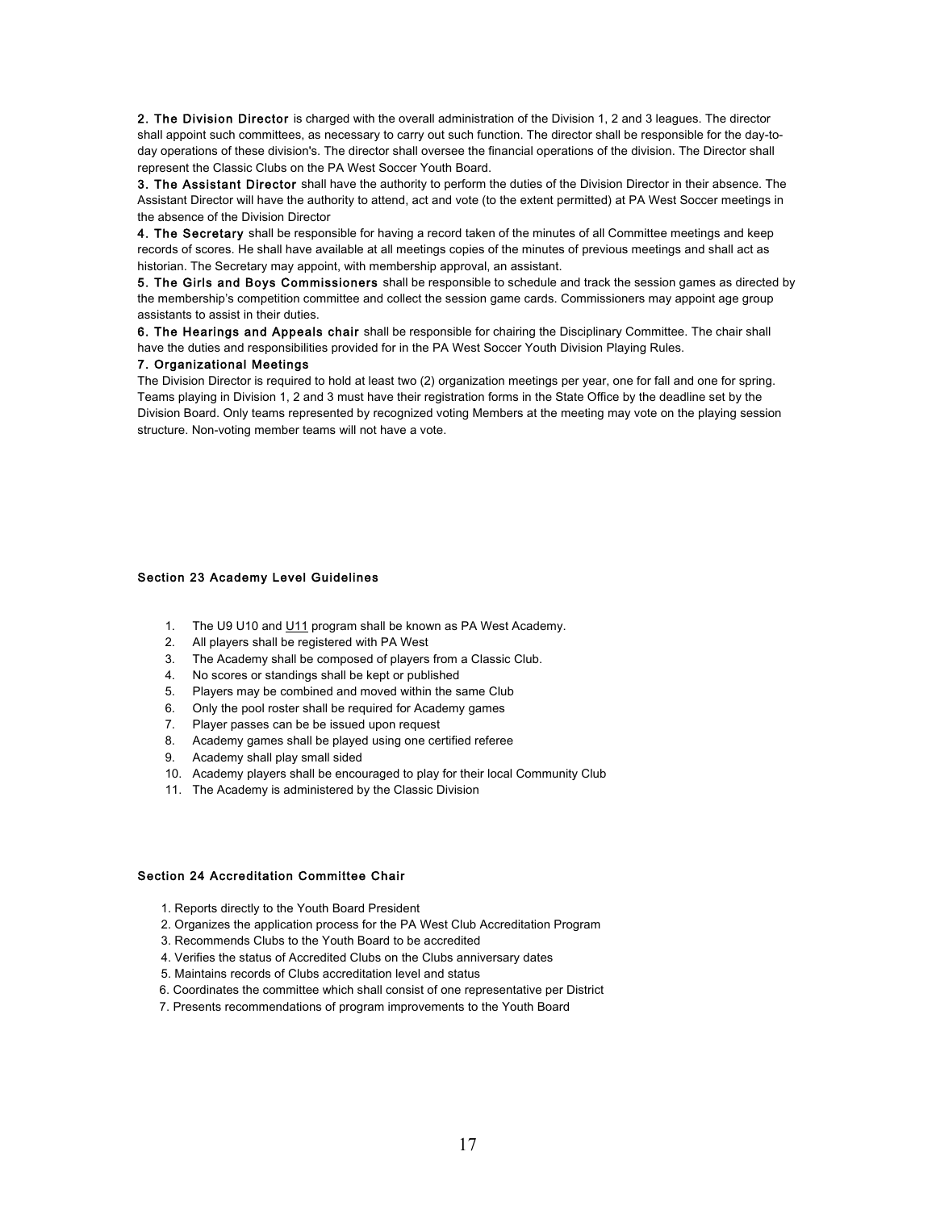**2. The Division Director** is charged with the overall administration of the Division 1, 2 and 3 leagues. The director shall appoint such committees, as necessary to carry out such function. The director shall be responsible for the day-to-day operations of these division's. The director shall oversee the financial operations of the division. The Director shall represent the Classic Clubs on the PA West Soccer Youth Board.

**3. The Assistant Director** shall have the authority to perform the duties of the Division Director in their absence. The Assistant Director will have the authority to attend, act and vote (to the extent permitted) at PA West Soccer meetings in the absence of the Division Director

**4. The Secretary** shall be responsible for having a record taken of the minutes of all Committee meetings and keep records of scores. He shall have available at all meetings copies of the minutes of previous meetings and shall act as historian. The Secretary may appoint, with membership approval, an assistant.

**5. The Girls and Boys Commissioners** shall be responsible to schedule and track the session games as directed by the membership's competition committee and collect the session game cards. Commissioners may appoint age group assistants to assist in their duties.

**6. The Hearings and Appeals chair** shall be responsible for chairing the Disciplinary Committee. The chair shall have the duties and responsibilities provided for in the PA West Soccer Youth Division Playing Rules.

**7. Organizational Meetings**

The Division Director is required to hold at least two (2) organization meetings per year, one for fall and one for spring. Teams playing in Division 1, 2 and 3 must have their registration forms in the State Office by the deadline set by the Division Board. Only teams represented by recognized voting Members at the meeting may vote on the playing session structure. Non-voting member teams will not have a vote.

## Section 23 Academy Level Guidelines

1. The U9 U10 and <u>U11</u> program shall be known as PA West Academy.
2. All players shall be registered with PA West
3. The Academy shall be composed of players from a Classic Club.
4. No scores or standings shall be kept or published
5. Players may be combined and moved within the same Club
6. Only the pool roster shall be required for Academy games
7. Player passes can be be issued upon request
8. Academy games shall be played using one certified referee
9. Academy shall play small sided
10. Academy players shall be encouraged to play for their local Community Club
11. The Academy is administered by the Classic Division

## Section 24 Accreditation Committee Chair

1. Reports directly to the Youth Board President
2. Organizes the application process for the PA West Club Accreditation Program
3. Recommends Clubs to the Youth Board to be accredited
4. Verifies the status of Accredited Clubs on the Clubs anniversary dates
5. Maintains records of Clubs accreditation level and status
6. Coordinates the committee which shall consist of one representative per District
7. Presents recommendations of program improvements to the Youth Board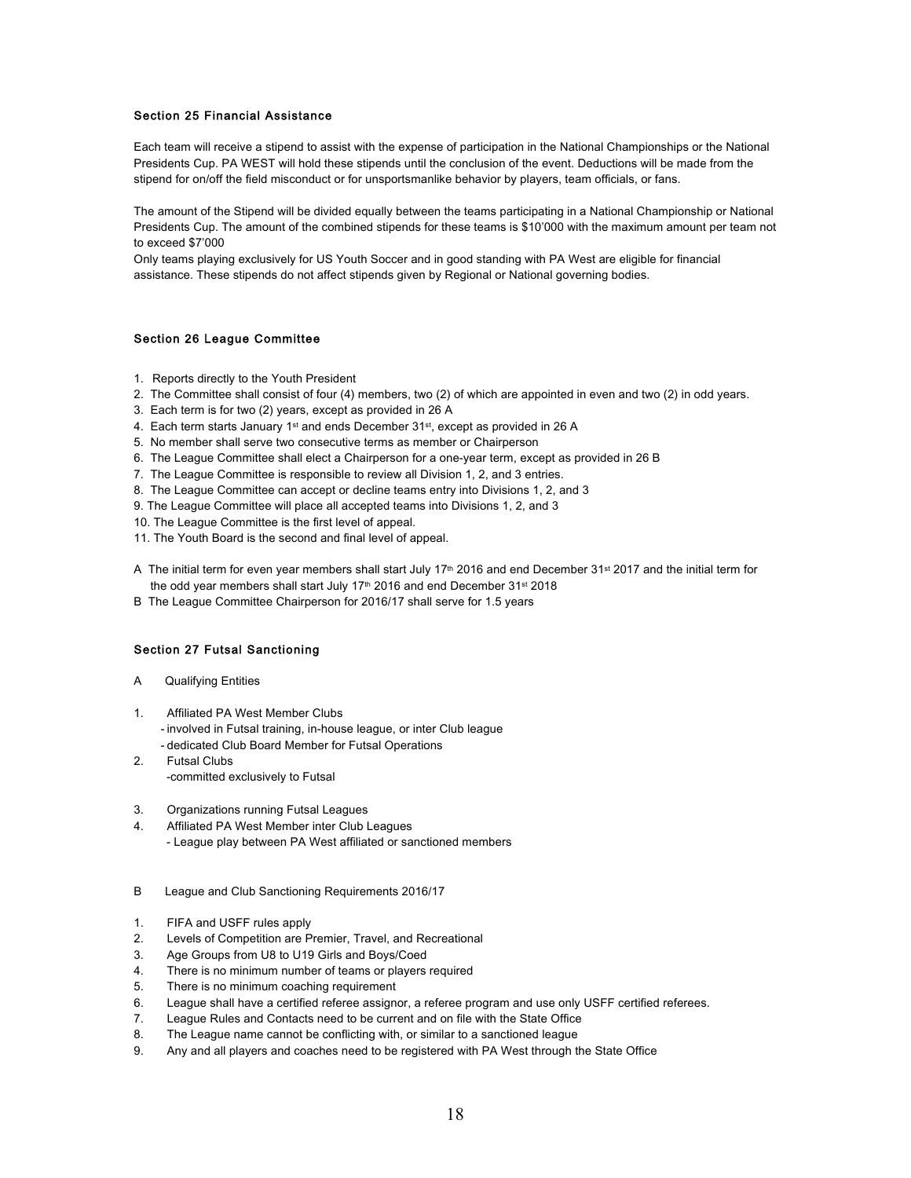### Section 25 Financial Assistance

Each team will receive a stipend to assist with the expense of participation in the National Championships or the National Presidents Cup. PA WEST will hold these stipends until the conclusion of the event. Deductions will be made from the stipend for on/off the field misconduct or for unsportsmanlike behavior by players, team officials, or fans.

The amount of the Stipend will be divided equally between the teams participating in a National Championship or National Presidents Cup. The amount of the combined stipends for these teams is $10'000 with the maximum amount per team not to exceed $7'000
Only teams playing exclusively for US Youth Soccer and in good standing with PA West are eligible for financial assistance. These stipends do not affect stipends given by Regional or National governing bodies.

### Section 26 League Committee

1. Reports directly to the Youth President
2. The Committee shall consist of four (4) members, two (2) of which are appointed in even and two (2) in odd years.
3. Each term is for two (2) years, except as provided in 26 A
4. Each term starts January 1st and ends December 31st, except as provided in 26 A
5. No member shall serve two consecutive terms as member or Chairperson
6. The League Committee shall elect a Chairperson for a one-year term, except as provided in 26 B
7. The League Committee is responsible to review all Division 1, 2, and 3 entries.
8. The League Committee can accept or decline teams entry into Divisions 1, 2, and 3
9. The League Committee will place all accepted teams into Divisions 1, 2, and 3
10. The League Committee is the first level of appeal.
11. The Youth Board is the second and final level of appeal.

A The initial term for even year members shall start July 17th 2016 and end December 31st 2017 and the initial term for the odd year members shall start July 17th 2016 and end December 31st 2018
B The League Committee Chairperson for 2016/17 shall serve for 1.5 years

### Section 27 Futsal Sanctioning

A Qualifying Entities

1. Affiliated PA West Member Clubs
   - involved in Futsal training, in-house league, or inter Club league
   - dedicated Club Board Member for Futsal Operations
2. Futsal Clubs
   - committed exclusively to Futsal
3. Organizations running Futsal Leagues
4. Affiliated PA West Member inter Club Leagues
   - League play between PA West affiliated or sanctioned members

B League and Club Sanctioning Requirements 2016/17

1. FIFA and USFF rules apply
2. Levels of Competition are Premier, Travel, and Recreational
3. Age Groups from U8 to U19 Girls and Boys/Coed
4. There is no minimum number of teams or players required
5. There is no minimum coaching requirement
6. League shall have a certified referee assignor, a referee program and use only USFF certified referees.
7. League Rules and Contacts need to be current and on file with the State Office
8. The League name cannot be conflicting with, or similar to a sanctioned league
9. Any and all players and coaches need to be registered with PA West through the State Office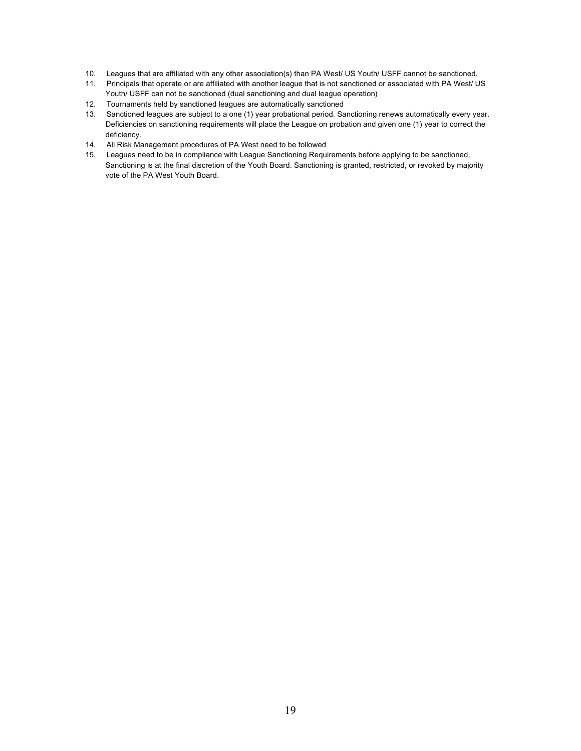10. Leagues that are affiliated with any other association(s) than PA West/ US Youth/ USFF cannot be sanctioned.
11. Principals that operate or are affiliated with another league that is not sanctioned or associated with PA West/ US Youth/ USFF can not be sanctioned (dual sanctioning and dual league operation)
12. Tournaments held by sanctioned leagues are automatically sanctioned
13. Sanctioned leagues are subject to a one (1) year probational period. Sanctioning renews automatically every year. Deficiencies on sanctioning requirements will place the League on probation and given one (1) year to correct the deficiency.
14. All Risk Management procedures of PA West need to be followed
15. Leagues need to be in compliance with League Sanctioning Requirements before applying to be sanctioned. Sanctioning is at the final discretion of the Youth Board. Sanctioning is granted, restricted, or revoked by majority vote of the PA West Youth Board.